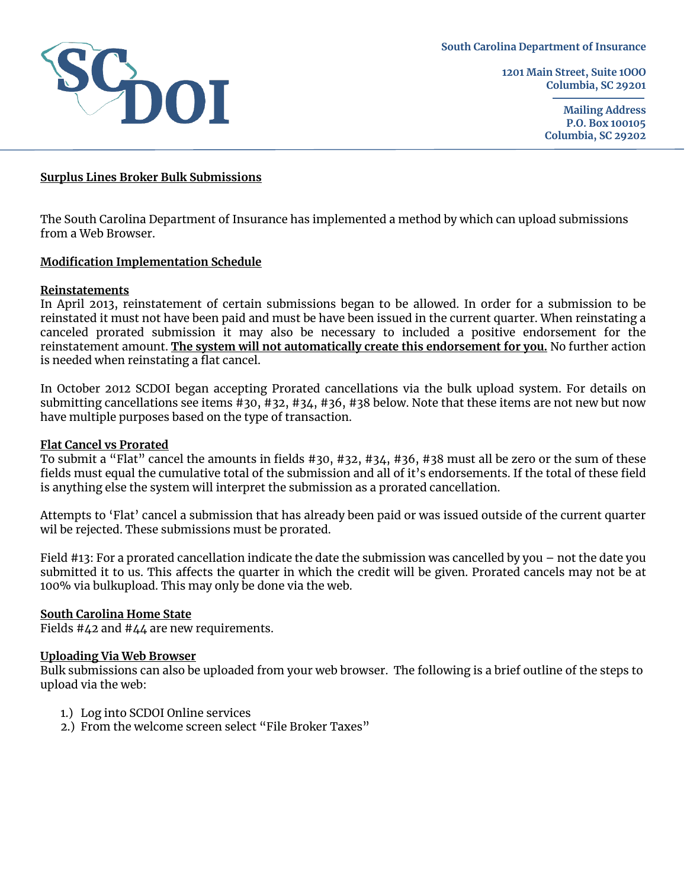South Carolina Department of Insurance

1201 Main Street, Suite 1000
Columbia, SC 29201

Mailing Address
P.O. Box 100105
Columbia, SC 29202

**Surplus Lines Broker Bulk Submissions**

The South Carolina Department of Insurance has implemented a method by which can upload submissions from a Web Browser.

**Modification Implementation Schedule**

**Reinstatements**

In April 2013, reinstatement of certain submissions began to be allowed. In order for a submission to be reinstated it must not have been paid and must be have been issued in the current quarter. When reinstating a canceled prorated submission it may also be necessary to included a positive endorsement for the reinstatement amount. **The system will not automatically create this endorsement for you.** No further action is needed when reinstating a flat cancel.

In October 2012 SCDOI began accepting Prorated cancellations via the bulk upload system. For details on submitting cancellations see items #30, #32, #34, #36, #38 below. Note that these items are not new but now have multiple purposes based on the type of transaction.

**Flat Cancel vs Prorated**

To submit a "Flat" cancel the amounts in fields #30, #32, #34, #36, #38 must all be zero or the sum of these fields must equal the cumulative total of the submission and all of it's endorsements. If the total of these field is anything else the system will interpret the submission as a prorated cancellation.

Attempts to 'Flat' cancel a submission that has already been paid or was issued outside of the current quarter wil be rejected. These submissions must be prorated.

Field #13: For a prorated cancellation indicate the date the submission was cancelled by you – not the date you submitted it to us. This affects the quarter in which the credit will be given. Prorated cancels may not be at 100% via bulkupload. This may only be done via the web.

**South Carolina Home State**

Fields #42 and #44 are new requirements.

**Uploading Via Web Browser**

Bulk submissions can also be uploaded from your web browser. The following is a brief outline of the steps to upload via the web:

1.) Log into SCDOI Online services
2.) From the welcome screen select "File Broker Taxes"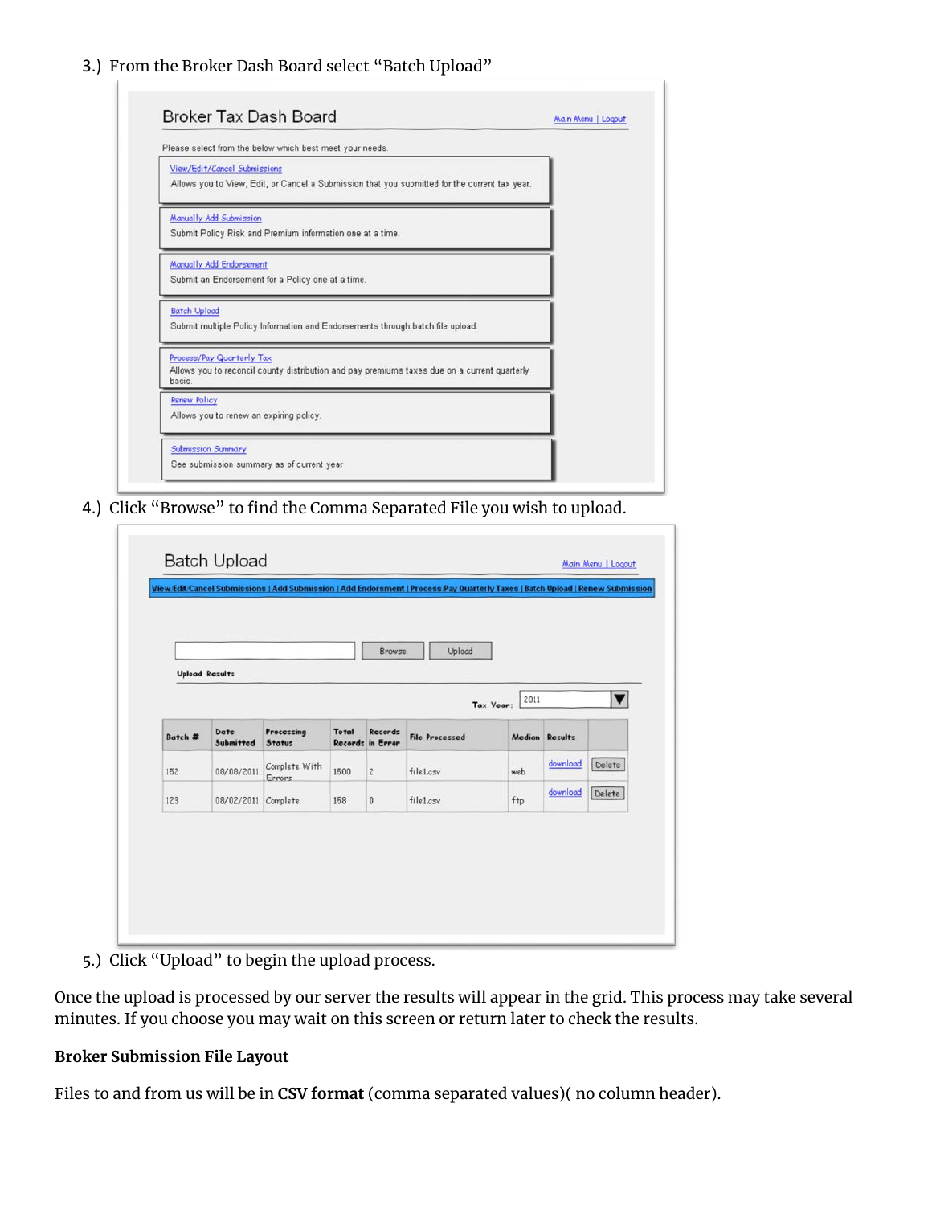3.) From the Broker Dash Board select "Batch Upload"

Broker Tax Dash Board

Main Menu | Logout

Please select from the below which best meet your needs.

View/Edit/Cancel Submissions
Allows you to View, Edit, or Cancel a Submission that you submitted for the current tax year.

Manually Add Submission
Submit Policy Risk and Premium information one at a time.

Manually Add Endorsement
Submit an Endorsement for a Policy one at a time.

Batch Upload
Submit multiple Policy Information and Endorsements through batch file upload.

Process/Pay Quarterly Tax
Allows you to reconcil county distribution and pay premiums taxes due on a current quarterly basis.

Renew Policy
Allows you to renew an expiring policy.

Submission Summary
See submission summary as of current year

4.) Click "Browse" to find the Comma Separated File you wish to upload.

Batch Upload

Main Menu | Logout

View/Edit/Cancel Submissions | Add Submission | Add Endorsment | Process/Pay Quarterly Taxes | Batch Upload | Renew Submission

Browse Upload

Upload Results

Tax Year: 2011

| Batch # | Date Submitted | Processing Status | Total Records | Records in Error | File Processed | Medium | Results | |
|---|---|---|---|---|---|---|---|---|
| 152 | 08/08/2011 | Complete With Errors | 1500 | 2 | file1.csv | web | download | Delete |
| 123 | 08/02/2011 | Complete | 158 | 0 | file1.csv | ftp | download | Delete |

5.) Click "Upload" to begin the upload process.

Once the upload is processed by our server the results will appear in the grid. This process may take several minutes. If you choose you may wait on this screen or return later to check the results.

## Broker Submission File Layout

Files to and from us will be in **CSV format** (comma separated values)( no column header).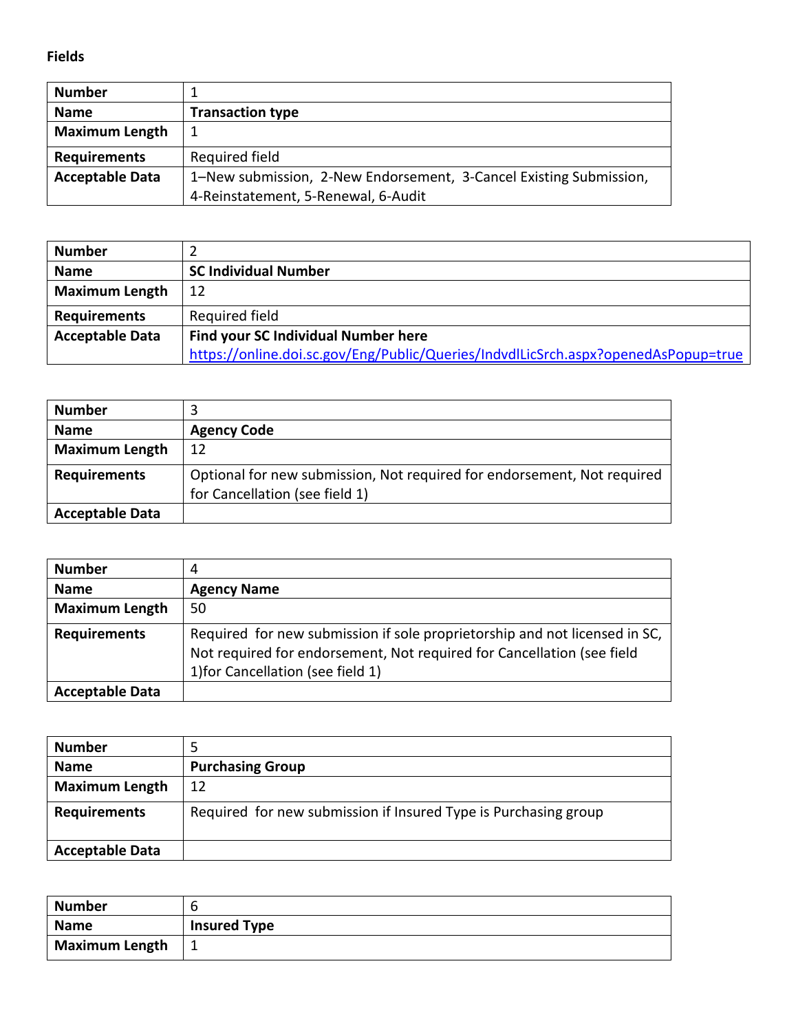**Fields**

| Number | 1 |
|---|---|
| **Name** | **Transaction type** |
| **Maximum Length** | 1 |
| **Requirements** | Required field |
| **Acceptable Data** | 1–New submission, 2-New Endorsement, 3-Cancel Existing Submission, 4-Reinstatement, 5-Renewal, 6-Audit |

| Number | 2 |
|---|---|
| **Name** | **SC Individual Number** |
| **Maximum Length** | 12 |
| **Requirements** | Required field |
| **Acceptable Data** | **Find your SC Individual Number here** https://online.doi.sc.gov/Eng/Public/Queries/IndvdlLicSrch.aspx?openedAsPopup=true |

| Number | 3 |
|---|---|
| **Name** | **Agency Code** |
| **Maximum Length** | 12 |
| **Requirements** | Optional for new submission, Not required for endorsement, Not required for Cancellation (see field 1) |
| **Acceptable Data** | |

| Number | 4 |
|---|---|
| **Name** | **Agency Name** |
| **Maximum Length** | 50 |
| **Requirements** | Required for new submission if sole proprietorship and not licensed in SC, Not required for endorsement, Not required for Cancellation (see field 1)for Cancellation (see field 1) |
| **Acceptable Data** | |

| Number | 5 |
|---|---|
| **Name** | **Purchasing Group** |
| **Maximum Length** | 12 |
| **Requirements** | Required for new submission if Insured Type is Purchasing group |
| **Acceptable Data** | |

| Number | 6 |
|---|---|
| **Name** | **Insured Type** |
| **Maximum Length** | 1 |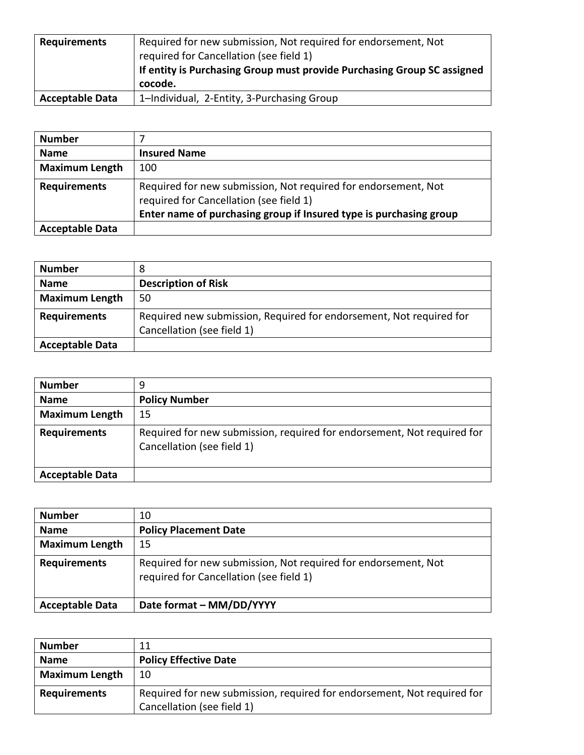| | |
|---|---|
| **Requirements** | Required for new submission, Not required for endorsement, Not required for Cancellation (see field 1)<br>**If entity is Purchasing Group must provide Purchasing Group SC assigned cocode.** |
| **Acceptable Data** | 1–Individual, 2-Entity, 3-Purchasing Group |

| | |
|---|---|
| **Number** | 7 |
| **Name** | **Insured Name** |
| **Maximum Length** | 100 |
| **Requirements** | Required for new submission, Not required for endorsement, Not required for Cancellation (see field 1)<br>**Enter name of purchasing group if Insured type is purchasing group** |
| **Acceptable Data** | |

| | |
|---|---|
| **Number** | 8 |
| **Name** | **Description of Risk** |
| **Maximum Length** | 50 |
| **Requirements** | Required new submission, Required for endorsement, Not required for Cancellation (see field 1) |
| **Acceptable Data** | |

| | |
|---|---|
| **Number** | 9 |
| **Name** | **Policy Number** |
| **Maximum Length** | 15 |
| **Requirements** | Required for new submission, required for endorsement, Not required for Cancellation (see field 1) |
| **Acceptable Data** | |

| | |
|---|---|
| **Number** | 10 |
| **Name** | **Policy Placement Date** |
| **Maximum Length** | 15 |
| **Requirements** | Required for new submission, Not required for endorsement, Not required for Cancellation (see field 1) |
| **Acceptable Data** | **Date format – MM/DD/YYYY** |

| | |
|---|---|
| **Number** | 11 |
| **Name** | **Policy Effective Date** |
| **Maximum Length** | 10 |
| **Requirements** | Required for new submission, required for endorsement, Not required for Cancellation (see field 1) |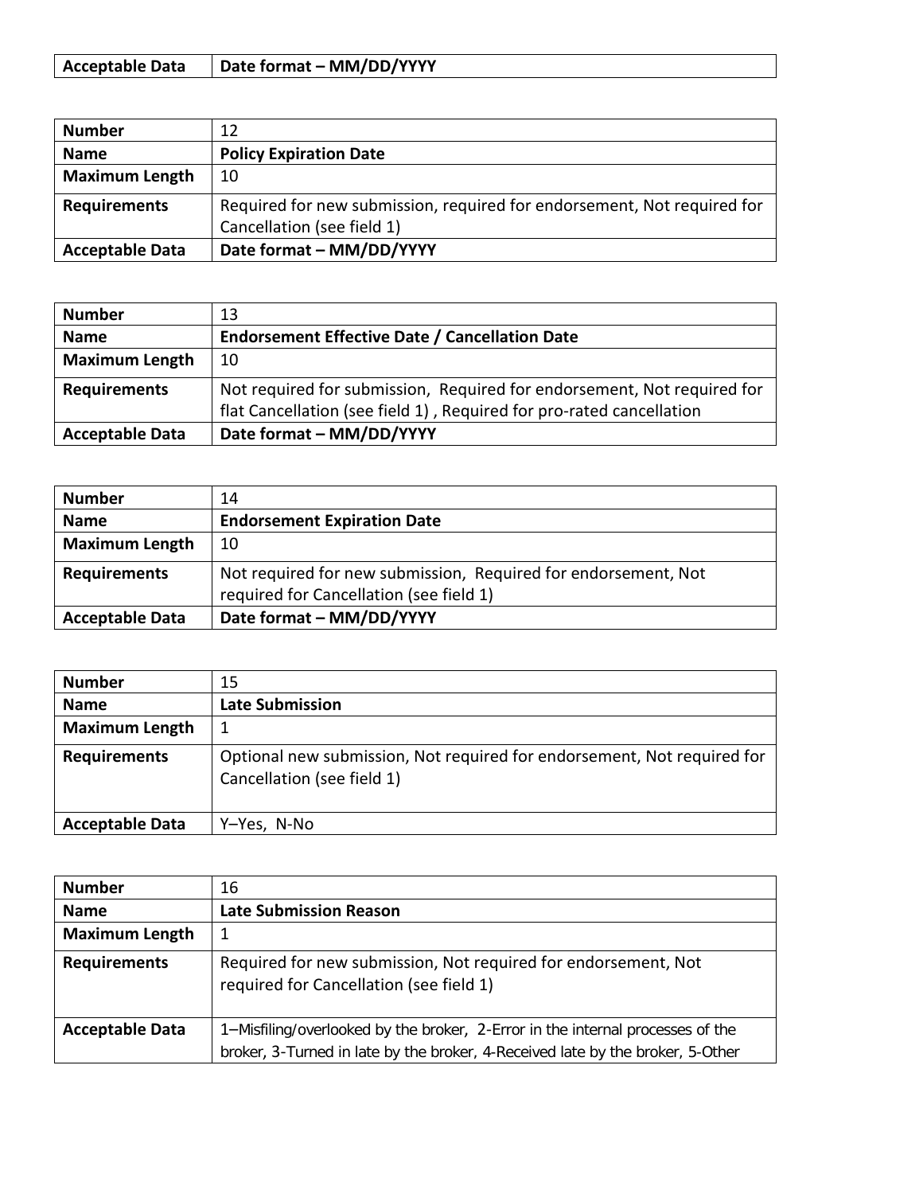| Acceptable Data | **Date format – MM/DD/YYYY** |
|---|---|

| Number | 12 |
|---|---|
| **Name** | **Policy Expiration Date** |
| **Maximum Length** | 10 |
| **Requirements** | Required for new submission, required for endorsement, Not required for Cancellation (see field 1) |
| **Acceptable Data** | **Date format – MM/DD/YYYY** |

| Number | 13 |
|---|---|
| **Name** | **Endorsement Effective Date / Cancellation Date** |
| **Maximum Length** | 10 |
| **Requirements** | Not required for submission, Required for endorsement, Not required for flat Cancellation (see field 1) , Required for pro-rated cancellation |
| **Acceptable Data** | **Date format – MM/DD/YYYY** |

| Number | 14 |
|---|---|
| **Name** | **Endorsement Expiration Date** |
| **Maximum Length** | 10 |
| **Requirements** | Not required for new submission, Required for endorsement, Not required for Cancellation (see field 1) |
| **Acceptable Data** | **Date format – MM/DD/YYYY** |

| Number | 15 |
|---|---|
| **Name** | **Late Submission** |
| **Maximum Length** | 1 |
| **Requirements** | Optional new submission, Not required for endorsement, Not required for Cancellation (see field 1) |
| **Acceptable Data** | Y–Yes, N-No |

| Number | 16 |
|---|---|
| **Name** | **Late Submission Reason** |
| **Maximum Length** | 1 |
| **Requirements** | Required for new submission, Not required for endorsement, Not required for Cancellation (see field 1) |
| **Acceptable Data** | 1–Misfiling/overlooked by the broker, 2-Error in the internal processes of the broker, 3-Turned in late by the broker, 4-Received late by the broker, 5-Other |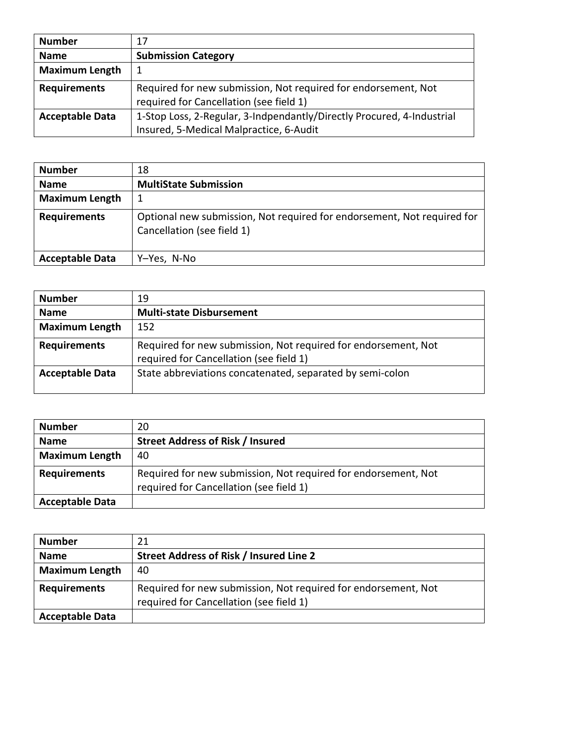| Number | 17 |
|---|---|
| Name | **Submission Category** |
| Maximum Length | 1 |
| Requirements | Required for new submission, Not required for endorsement, Not required for Cancellation (see field 1) |
| Acceptable Data | 1-Stop Loss, 2-Regular, 3-Indpendantly/Directly Procured, 4-Industrial Insured, 5-Medical Malpractice, 6-Audit |

| Number | 18 |
|---|---|
| Name | **MultiState Submission** |
| Maximum Length | 1 |
| Requirements | Optional new submission, Not required for endorsement, Not required for Cancellation (see field 1) |
| Acceptable Data | Y–Yes, N-No |

| Number | 19 |
|---|---|
| Name | **Multi-state Disbursement** |
| Maximum Length | 152 |
| Requirements | Required for new submission, Not required for endorsement, Not required for Cancellation (see field 1) |
| Acceptable Data | State abbreviations concatenated, separated by semi-colon |

| Number | 20 |
|---|---|
| Name | **Street Address of Risk / Insured** |
| Maximum Length | 40 |
| Requirements | Required for new submission, Not required for endorsement, Not required for Cancellation (see field 1) |
| Acceptable Data | |

| Number | 21 |
|---|---|
| Name | **Street Address of Risk / Insured Line 2** |
| Maximum Length | 40 |
| Requirements | Required for new submission, Not required for endorsement, Not required for Cancellation (see field 1) |
| Acceptable Data | |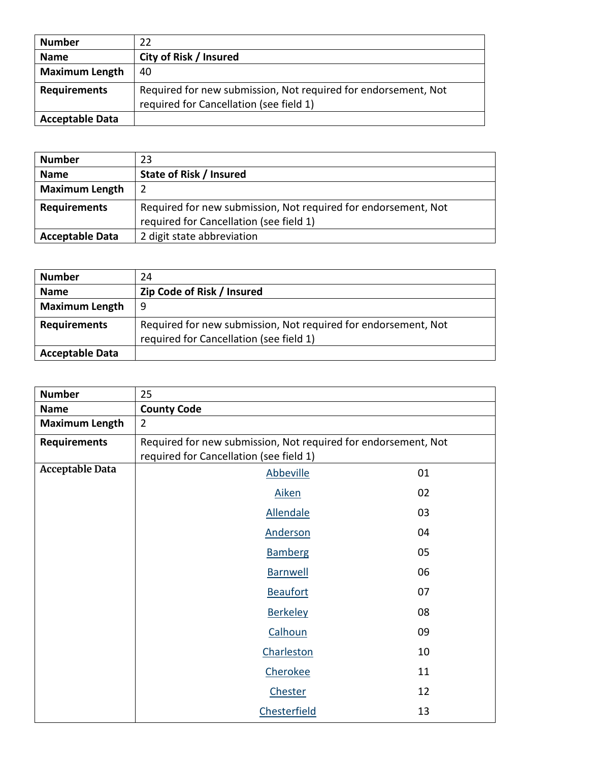| Number | 22 |
|---|---|
| Name | **City of Risk / Insured** |
| Maximum Length | 40 |
| Requirements | Required for new submission, Not required for endorsement, Not required for Cancellation (see field 1) |
| Acceptable Data | |

| Number | 23 |
|---|---|
| Name | **State of Risk / Insured** |
| Maximum Length | 2 |
| Requirements | Required for new submission, Not required for endorsement, Not required for Cancellation (see field 1) |
| Acceptable Data | 2 digit state abbreviation |

| Number | 24 |
|---|---|
| Name | **Zip Code of Risk / Insured** |
| Maximum Length | 9 |
| Requirements | Required for new submission, Not required for endorsement, Not required for Cancellation (see field 1) |
| Acceptable Data | |

| Number | 25 | |
|---|---|---|
| Name | **County Code** | |
| Maximum Length | 2 | |
| Requirements | Required for new submission, Not required for endorsement, Not required for Cancellation (see field 1) | |
| Acceptable Data | Abbeville | 01 |
| | Aiken | 02 |
| | Allendale | 03 |
| | Anderson | 04 |
| | Bamberg | 05 |
| | Barnwell | 06 |
| | Beaufort | 07 |
| | Berkeley | 08 |
| | Calhoun | 09 |
| | Charleston | 10 |
| | Cherokee | 11 |
| | Chester | 12 |
| | Chesterfield | 13 |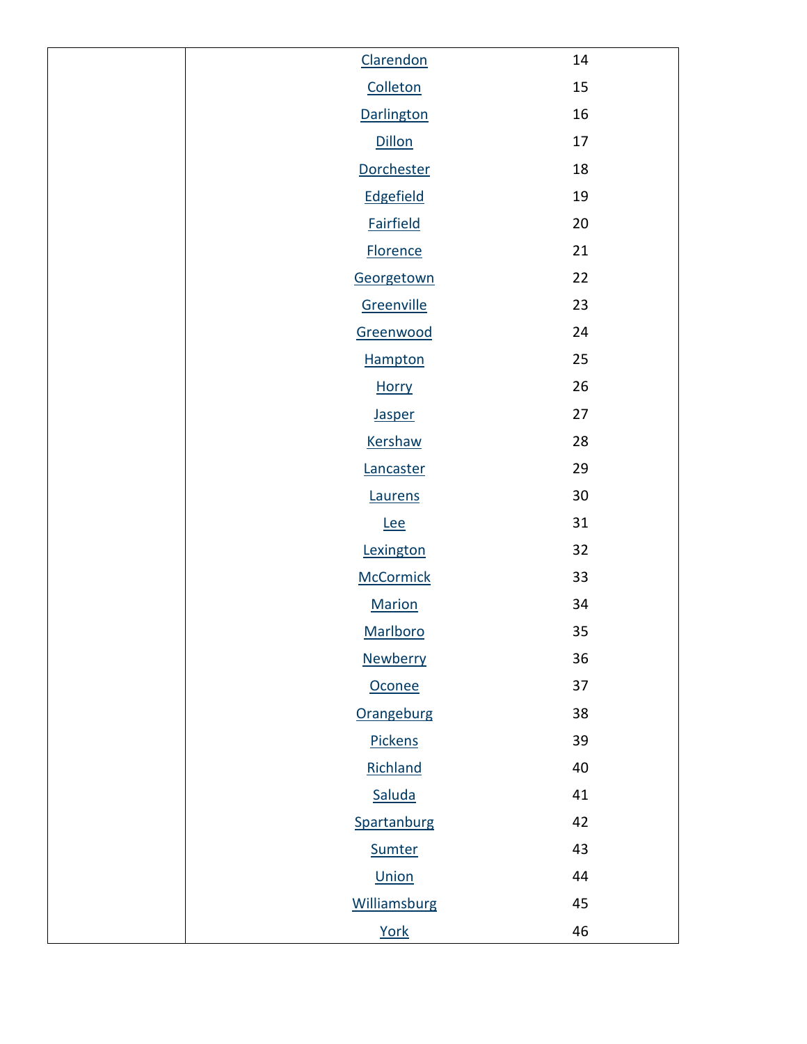| | | |
|---|---|---|
| | Clarendon | 14 |
| | Colleton | 15 |
| | Darlington | 16 |
| | Dillon | 17 |
| | Dorchester | 18 |
| | Edgefield | 19 |
| | Fairfield | 20 |
| | Florence | 21 |
| | Georgetown | 22 |
| | Greenville | 23 |
| | Greenwood | 24 |
| | Hampton | 25 |
| | Horry | 26 |
| | Jasper | 27 |
| | Kershaw | 28 |
| | Lancaster | 29 |
| | Laurens | 30 |
| | Lee | 31 |
| | Lexington | 32 |
| | McCormick | 33 |
| | Marion | 34 |
| | Marlboro | 35 |
| | Newberry | 36 |
| | Oconee | 37 |
| | Orangeburg | 38 |
| | Pickens | 39 |
| | Richland | 40 |
| | Saluda | 41 |
| | Spartanburg | 42 |
| | Sumter | 43 |
| | Union | 44 |
| | Williamsburg | 45 |
| | York | 46 |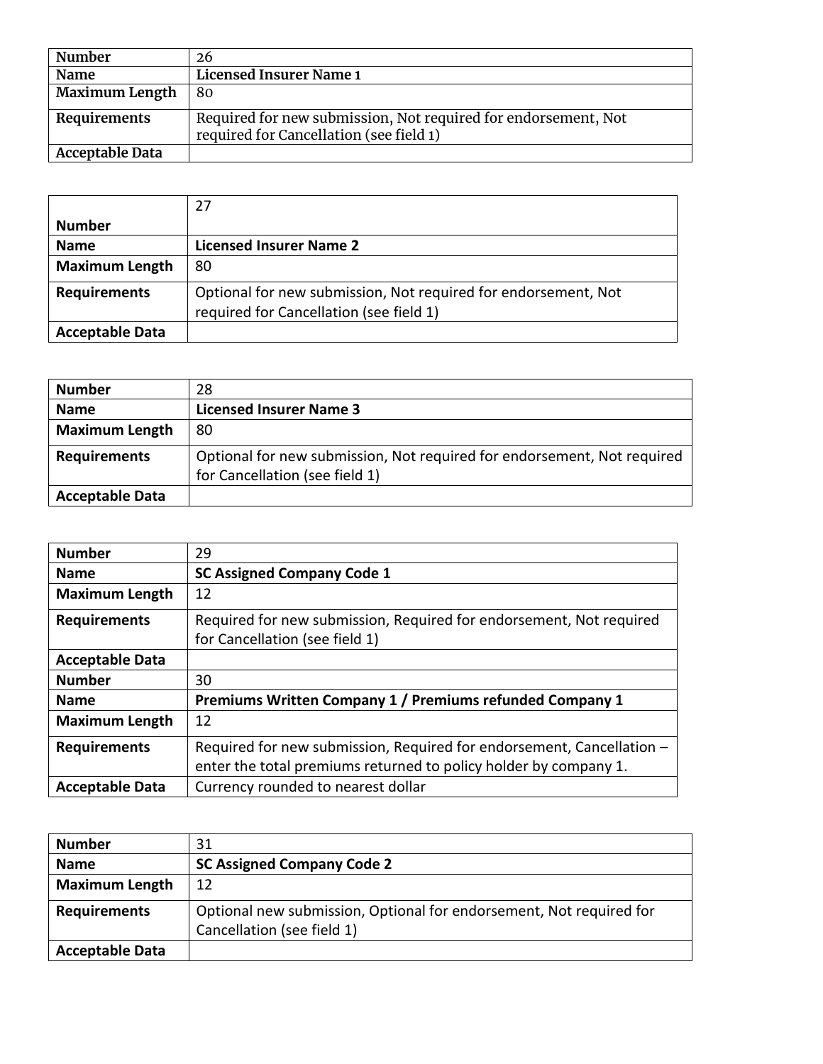| Number | 26 |
|---|---|
| Name | **Licensed Insurer Name 1** |
| Maximum Length | 80 |
| Requirements | Required for new submission, Not required for endorsement, Not required for Cancellation (see field 1) |
| Acceptable Data | |

| Number | 27 |
|---|---|
| Name | **Licensed Insurer Name 2** |
| Maximum Length | 80 |
| Requirements | Optional for new submission, Not required for endorsement, Not required for Cancellation (see field 1) |
| Acceptable Data | |

| Number | 28 |
|---|---|
| Name | **Licensed Insurer Name 3** |
| Maximum Length | 80 |
| Requirements | Optional for new submission, Not required for endorsement, Not required for Cancellation (see field 1) |
| Acceptable Data | |

| Number | 29 |
|---|---|
| Name | **SC Assigned Company Code 1** |
| Maximum Length | 12 |
| Requirements | Required for new submission, Required for endorsement, Not required for Cancellation (see field 1) |
| Acceptable Data | |
| Number | 30 |
| Name | **Premiums Written Company 1 / Premiums refunded Company 1** |
| Maximum Length | 12 |
| Requirements | Required for new submission, Required for endorsement, Cancellation – enter the total premiums returned to policy holder by company 1. |
| Acceptable Data | Currency rounded to nearest dollar |

| Number | 31 |
|---|---|
| Name | **SC Assigned Company Code 2** |
| Maximum Length | 12 |
| Requirements | Optional new submission, Optional for endorsement, Not required for Cancellation (see field 1) |
| Acceptable Data | |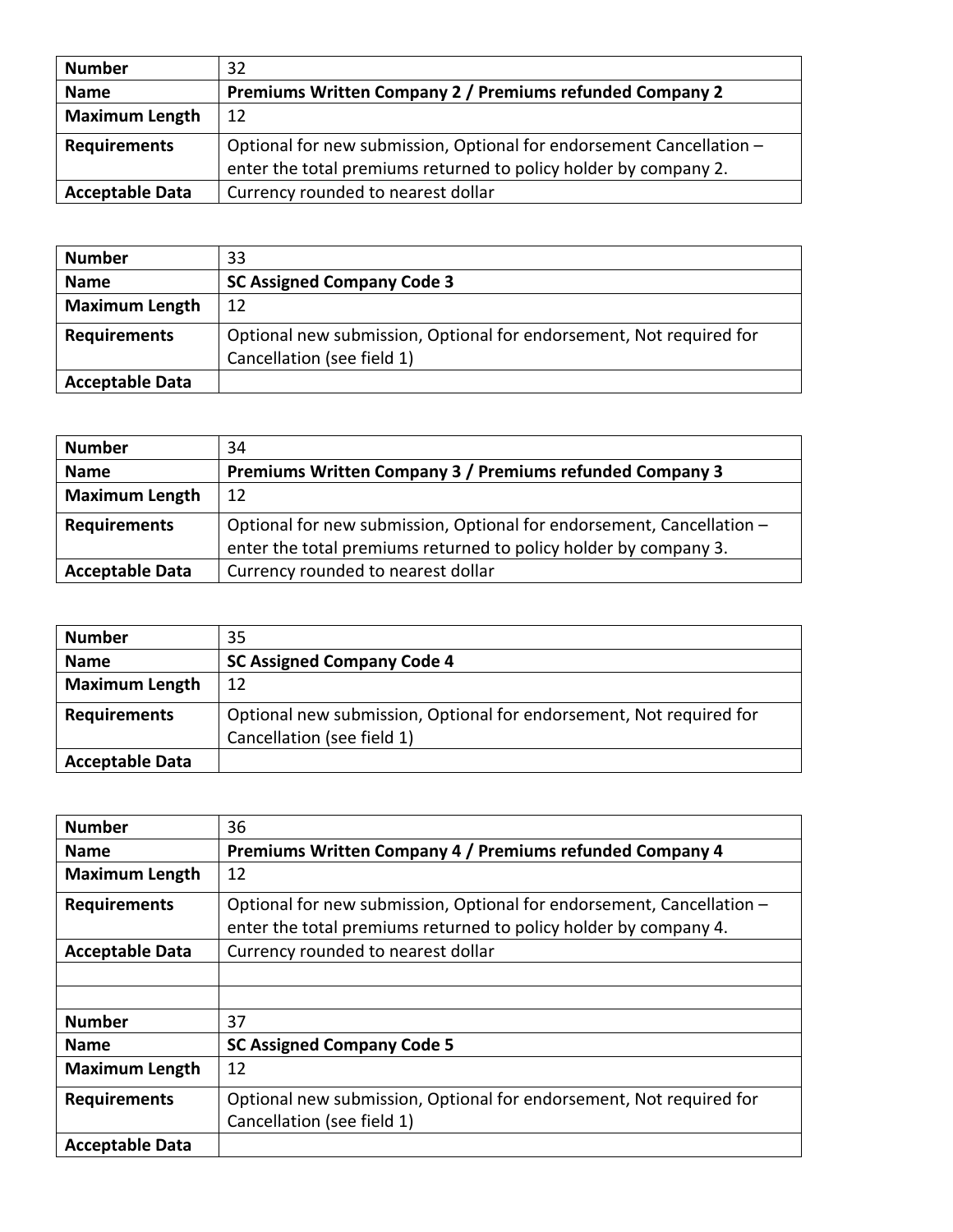| Number | 32 |
|---|---|
| **Name** | **Premiums Written Company 2 / Premiums refunded Company 2** |
| **Maximum Length** | 12 |
| **Requirements** | Optional for new submission, Optional for endorsement Cancellation – enter the total premiums returned to policy holder by company 2. |
| **Acceptable Data** | Currency rounded to nearest dollar |

| Number | 33 |
|---|---|
| **Name** | **SC Assigned Company Code 3** |
| **Maximum Length** | 12 |
| **Requirements** | Optional new submission, Optional for endorsement, Not required for Cancellation (see field 1) |
| **Acceptable Data** | |

| Number | 34 |
|---|---|
| **Name** | **Premiums Written Company 3 / Premiums refunded Company 3** |
| **Maximum Length** | 12 |
| **Requirements** | Optional for new submission, Optional for endorsement, Cancellation – enter the total premiums returned to policy holder by company 3. |
| **Acceptable Data** | Currency rounded to nearest dollar |

| Number | 35 |
|---|---|
| **Name** | **SC Assigned Company Code 4** |
| **Maximum Length** | 12 |
| **Requirements** | Optional new submission, Optional for endorsement, Not required for Cancellation (see field 1) |
| **Acceptable Data** | |

| Number | 36 |
|---|---|
| **Name** | **Premiums Written Company 4 / Premiums refunded Company 4** |
| **Maximum Length** | 12 |
| **Requirements** | Optional for new submission, Optional for endorsement, Cancellation – enter the total premiums returned to policy holder by company 4. |
| **Acceptable Data** | Currency rounded to nearest dollar |
| | |
| | |
| **Number** | 37 |
| **Name** | **SC Assigned Company Code 5** |
| **Maximum Length** | 12 |
| **Requirements** | Optional new submission, Optional for endorsement, Not required for Cancellation (see field 1) |
| **Acceptable Data** | |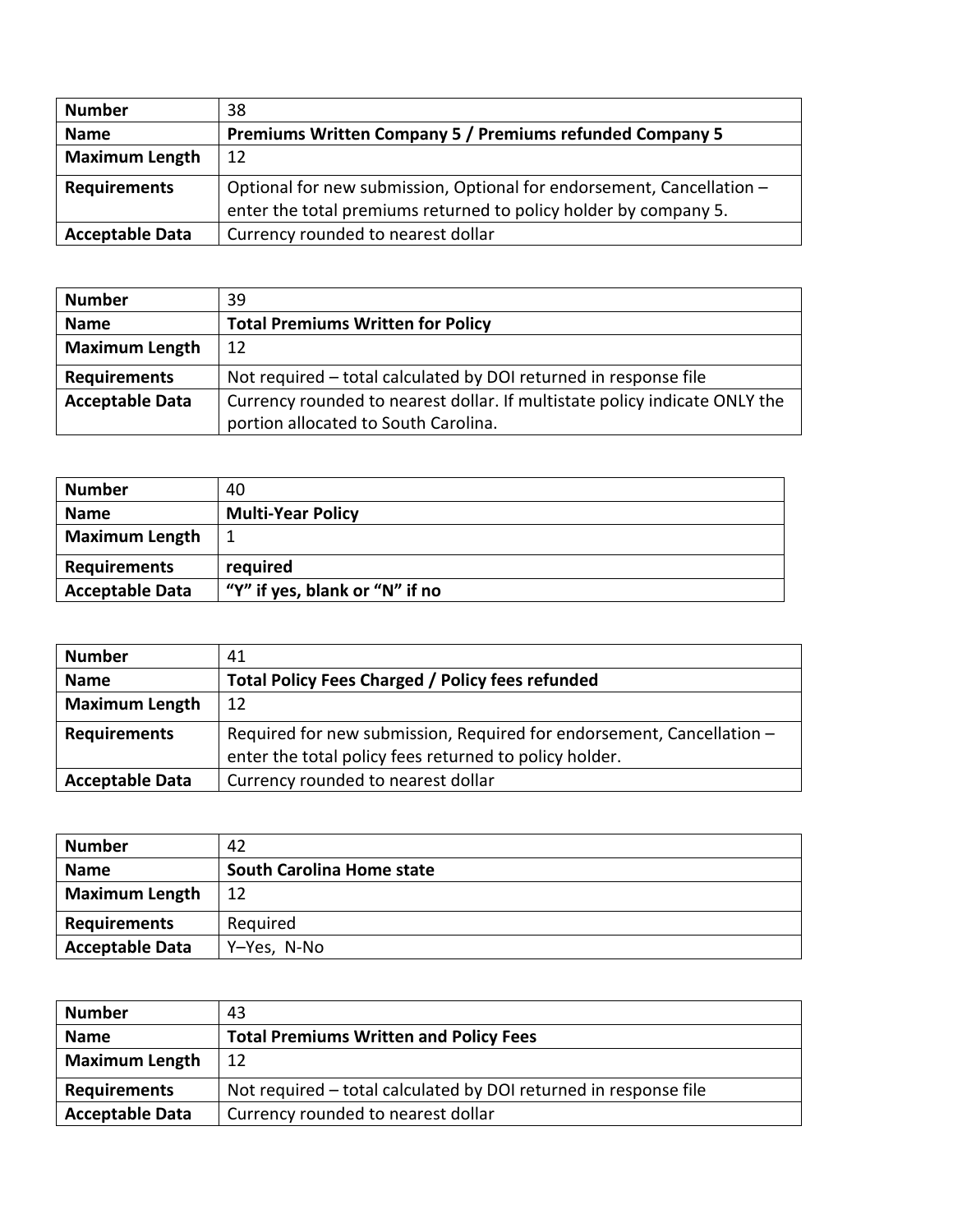| **Number** | 38 |
|---|---|
| **Name** | **Premiums Written Company 5 / Premiums refunded Company 5** |
| **Maximum Length** | 12 |
| **Requirements** | Optional for new submission, Optional for endorsement, Cancellation – enter the total premiums returned to policy holder by company 5. |
| **Acceptable Data** | Currency rounded to nearest dollar |

| **Number** | 39 |
|---|---|
| **Name** | **Total Premiums Written for Policy** |
| **Maximum Length** | 12 |
| **Requirements** | Not required – total calculated by DOI returned in response file |
| **Acceptable Data** | Currency rounded to nearest dollar. If multistate policy indicate ONLY the portion allocated to South Carolina. |

| **Number** | 40 |
|---|---|
| **Name** | **Multi-Year Policy** |
| **Maximum Length** | 1 |
| **Requirements** | **required** |
| **Acceptable Data** | **"Y" if yes, blank or "N" if no** |

| **Number** | 41 |
|---|---|
| **Name** | **Total Policy Fees Charged / Policy fees refunded** |
| **Maximum Length** | 12 |
| **Requirements** | Required for new submission, Required for endorsement, Cancellation – enter the total policy fees returned to policy holder. |
| **Acceptable Data** | Currency rounded to nearest dollar |

| **Number** | 42 |
|---|---|
| **Name** | **South Carolina Home state** |
| **Maximum Length** | 12 |
| **Requirements** | Required |
| **Acceptable Data** | Y–Yes, N-No |

| **Number** | 43 |
|---|---|
| **Name** | **Total Premiums Written and Policy Fees** |
| **Maximum Length** | 12 |
| **Requirements** | Not required – total calculated by DOI returned in response file |
| **Acceptable Data** | Currency rounded to nearest dollar |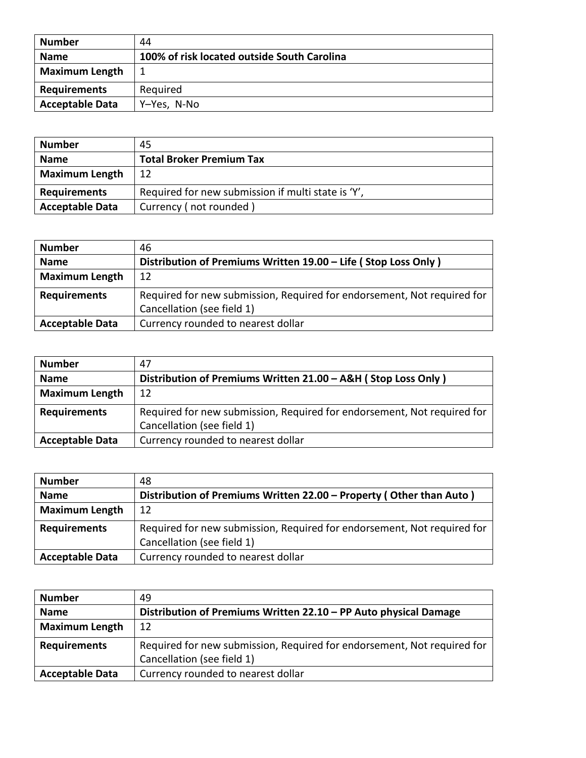| Number | 44 |
|---|---|
| **Name** | **100% of risk located outside South Carolina** |
| **Maximum Length** | 1 |
| **Requirements** | Required |
| **Acceptable Data** | Y–Yes, N-No |

| Number | 45 |
|---|---|
| **Name** | **Total Broker Premium Tax** |
| **Maximum Length** | 12 |
| **Requirements** | Required for new submission if multi state is 'Y', |
| **Acceptable Data** | Currency ( not rounded ) |

| Number | 46 |
|---|---|
| **Name** | **Distribution of Premiums Written 19.00 – Life ( Stop Loss Only )** |
| **Maximum Length** | 12 |
| **Requirements** | Required for new submission, Required for endorsement, Not required for Cancellation (see field 1) |
| **Acceptable Data** | Currency rounded to nearest dollar |

| Number | 47 |
|---|---|
| **Name** | **Distribution of Premiums Written 21.00 – A&H ( Stop Loss Only )** |
| **Maximum Length** | 12 |
| **Requirements** | Required for new submission, Required for endorsement, Not required for Cancellation (see field 1) |
| **Acceptable Data** | Currency rounded to nearest dollar |

| Number | 48 |
|---|---|
| **Name** | **Distribution of Premiums Written 22.00 – Property ( Other than Auto )** |
| **Maximum Length** | 12 |
| **Requirements** | Required for new submission, Required for endorsement, Not required for Cancellation (see field 1) |
| **Acceptable Data** | Currency rounded to nearest dollar |

| Number | 49 |
|---|---|
| **Name** | **Distribution of Premiums Written 22.10 – PP Auto physical Damage** |
| **Maximum Length** | 12 |
| **Requirements** | Required for new submission, Required for endorsement, Not required for Cancellation (see field 1) |
| **Acceptable Data** | Currency rounded to nearest dollar |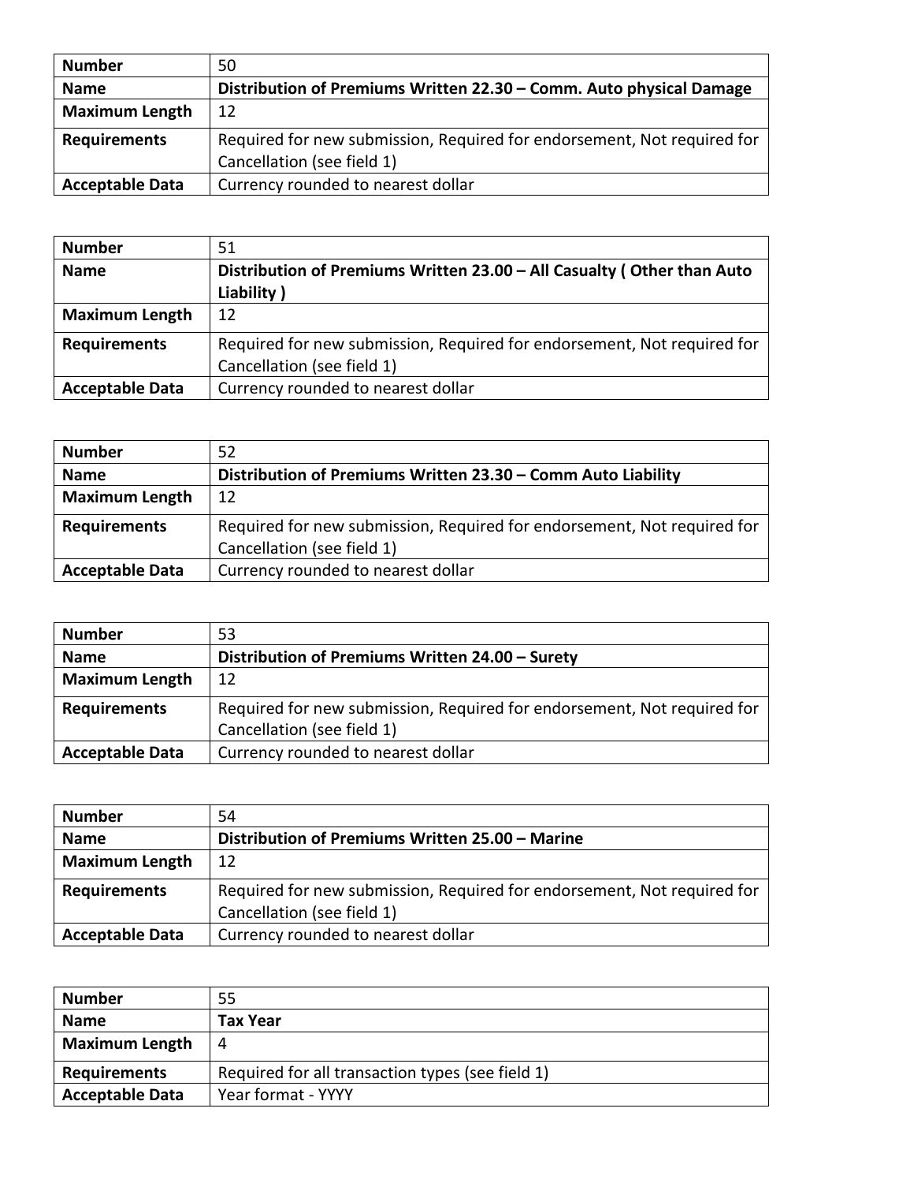| | |
|---|---|
| **Number** | 50 |
| **Name** | **Distribution of Premiums Written 22.30 – Comm. Auto physical Damage** |
| **Maximum Length** | 12 |
| **Requirements** | Required for new submission, Required for endorsement, Not required for Cancellation (see field 1) |
| **Acceptable Data** | Currency rounded to nearest dollar |

| | |
|---|---|
| **Number** | 51 |
| **Name** | **Distribution of Premiums Written 23.00 – All Casualty ( Other than Auto Liability )** |
| **Maximum Length** | 12 |
| **Requirements** | Required for new submission, Required for endorsement, Not required for Cancellation (see field 1) |
| **Acceptable Data** | Currency rounded to nearest dollar |

| | |
|---|---|
| **Number** | 52 |
| **Name** | **Distribution of Premiums Written 23.30 – Comm Auto Liability** |
| **Maximum Length** | 12 |
| **Requirements** | Required for new submission, Required for endorsement, Not required for Cancellation (see field 1) |
| **Acceptable Data** | Currency rounded to nearest dollar |

| | |
|---|---|
| **Number** | 53 |
| **Name** | **Distribution of Premiums Written 24.00 – Surety** |
| **Maximum Length** | 12 |
| **Requirements** | Required for new submission, Required for endorsement, Not required for Cancellation (see field 1) |
| **Acceptable Data** | Currency rounded to nearest dollar |

| | |
|---|---|
| **Number** | 54 |
| **Name** | **Distribution of Premiums Written 25.00 – Marine** |
| **Maximum Length** | 12 |
| **Requirements** | Required for new submission, Required for endorsement, Not required for Cancellation (see field 1) |
| **Acceptable Data** | Currency rounded to nearest dollar |

| | |
|---|---|
| **Number** | 55 |
| **Name** | **Tax Year** |
| **Maximum Length** | 4 |
| **Requirements** | Required for all transaction types (see field 1) |
| **Acceptable Data** | Year format - YYYY |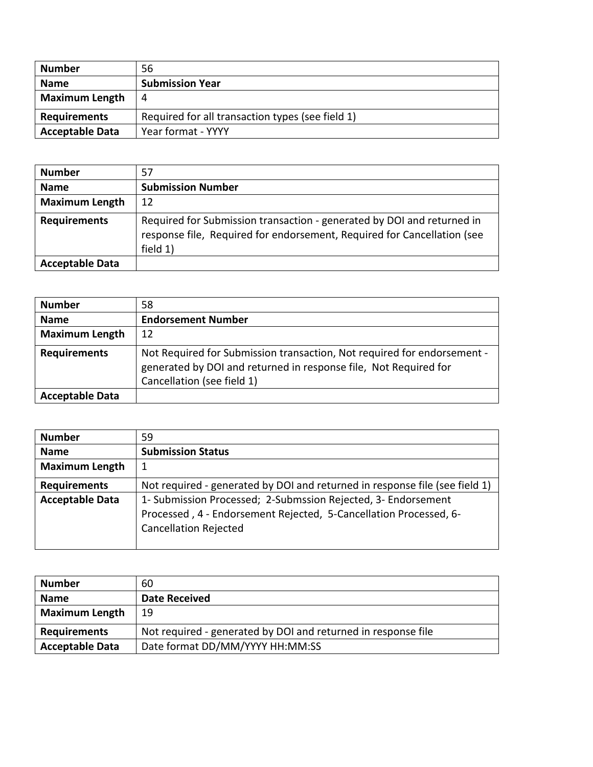| Number | 56 |
|---|---|
| **Name** | **Submission Year** |
| **Maximum Length** | 4 |
| **Requirements** | Required for all transaction types (see field 1) |
| **Acceptable Data** | Year format - YYYY |

| Number | 57 |
|---|---|
| **Name** | **Submission Number** |
| **Maximum Length** | 12 |
| **Requirements** | Required for Submission transaction - generated by DOI and returned in response file, Required for endorsement, Required for Cancellation (see field 1) |
| **Acceptable Data** | |

| Number | 58 |
|---|---|
| **Name** | **Endorsement Number** |
| **Maximum Length** | 12 |
| **Requirements** | Not Required for Submission transaction, Not required for endorsement - generated by DOI and returned in response file, Not Required for Cancellation (see field 1) |
| **Acceptable Data** | |

| Number | 59 |
|---|---|
| **Name** | **Submission Status** |
| **Maximum Length** | 1 |
| **Requirements** | Not required - generated by DOI and returned in response file (see field 1) |
| **Acceptable Data** | 1- Submission Processed; 2-Submssion Rejected, 3- Endorsement Processed , 4 - Endorsement Rejected, 5-Cancellation Processed, 6-Cancellation Rejected |

| Number | 60 |
|---|---|
| **Name** | **Date Received** |
| **Maximum Length** | 19 |
| **Requirements** | Not required - generated by DOI and returned in response file |
| **Acceptable Data** | Date format DD/MM/YYYY HH:MM:SS |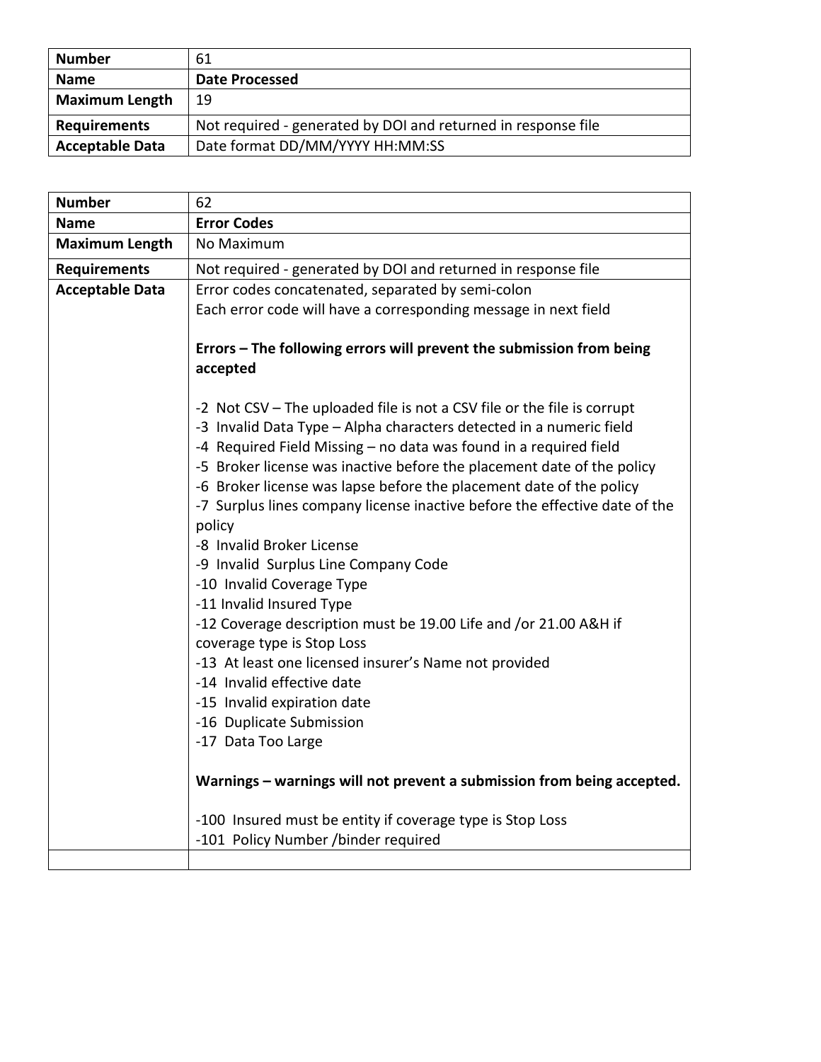| Number | 61 |
| --- | --- |
| **Name** | **Date Processed** |
| **Maximum Length** | 19 |
| **Requirements** | Not required - generated by DOI and returned in response file |
| **Acceptable Data** | Date format DD/MM/YYYY HH:MM:SS |

| Number | 62 |
| --- | --- |
| **Name** | **Error Codes** |
| **Maximum Length** | No Maximum |
| **Requirements** | Not required - generated by DOI and returned in response file |
| **Acceptable Data** | Error codes concatenated, separated by semi-colon<br>Each error code will have a corresponding message in next field<br><br>**Errors – The following errors will prevent the submission from being accepted**<br><br>-2 Not CSV – The uploaded file is not a CSV file or the file is corrupt<br>-3 Invalid Data Type – Alpha characters detected in a numeric field<br>-4 Required Field Missing – no data was found in a required field<br>-5 Broker license was inactive before the placement date of the policy<br>-6 Broker license was lapse before the placement date of the policy<br>-7 Surplus lines company license inactive before the effective date of the policy<br>-8 Invalid Broker License<br>-9 Invalid Surplus Line Company Code<br>-10 Invalid Coverage Type<br>-11 Invalid Insured Type<br>-12 Coverage description must be 19.00 Life and /or 21.00 A&H if coverage type is Stop Loss<br>-13 At least one licensed insurer's Name not provided<br>-14 Invalid effective date<br>-15 Invalid expiration date<br>-16 Duplicate Submission<br>-17 Data Too Large<br><br>**Warnings – warnings will not prevent a submission from being accepted.**<br><br>-100 Insured must be entity if coverage type is Stop Loss<br>-101 Policy Number /binder required |
| | |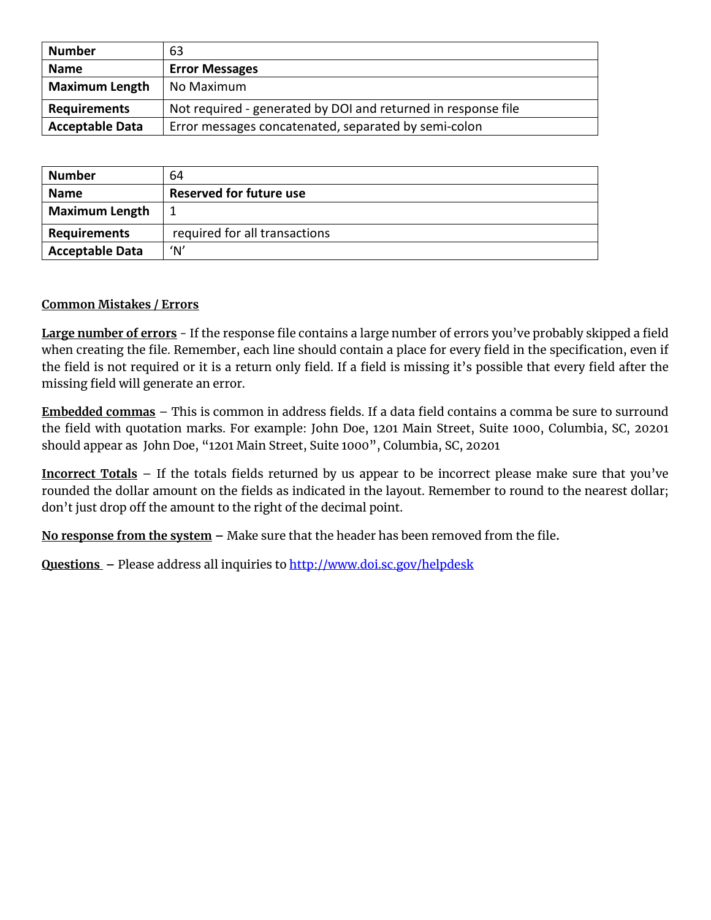| | |
|---|---|
| **Number** | 63 |
| **Name** | **Error Messages** |
| **Maximum Length** | No Maximum |
| **Requirements** | Not required - generated by DOI and returned in response file |
| **Acceptable Data** | Error messages concatenated, separated by semi-colon |

| | |
|---|---|
| **Number** | 64 |
| **Name** | **Reserved for future use** |
| **Maximum Length** | 1 |
| **Requirements** | required for all transactions |
| **Acceptable Data** | ‘N’ |

**Common Mistakes / Errors**

**Large number of errors** - If the response file contains a large number of errors you’ve probably skipped a field when creating the file. Remember, each line should contain a place for every field in the specification, even if the field is not required or it is a return only field. If a field is missing it’s possible that every field after the missing field will generate an error.

**Embedded commas** – This is common in address fields. If a data field contains a comma be sure to surround the field with quotation marks. For example: John Doe, 1201 Main Street, Suite 1000, Columbia, SC, 20201 should appear as John Doe, “1201 Main Street, Suite 1000”, Columbia, SC, 20201

**Incorrect Totals** – If the totals fields returned by us appear to be incorrect please make sure that you’ve rounded the dollar amount on the fields as indicated in the layout. Remember to round to the nearest dollar; don’t just drop off the amount to the right of the decimal point.

**No response from the system –** Make sure that the header has been removed from the file.

**Questions –** Please address all inquiries to http://www.doi.sc.gov/helpdesk